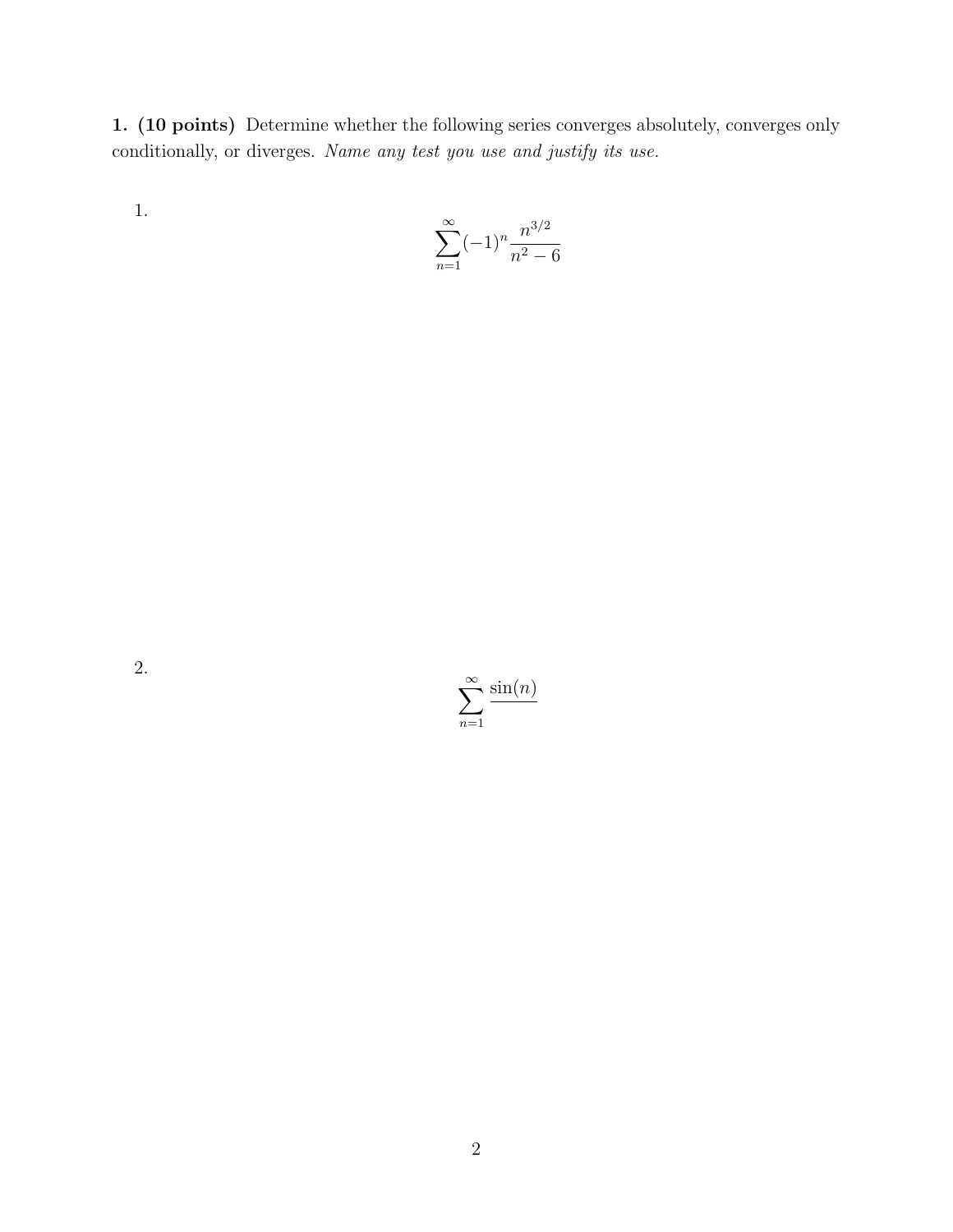**1. (10 points)** Determine whether the following series converges absolutely, converges only conditionally, or diverges. *Name any test you use and justify its use.*

1.

$$\sum_{n=1}^{\infty}(-1)^n\frac{n^{3/2}}{n^2-6}$$

2.

$$\sum_{n=1}^{\infty}\frac{\sin(n)}{\phantom{n}}$$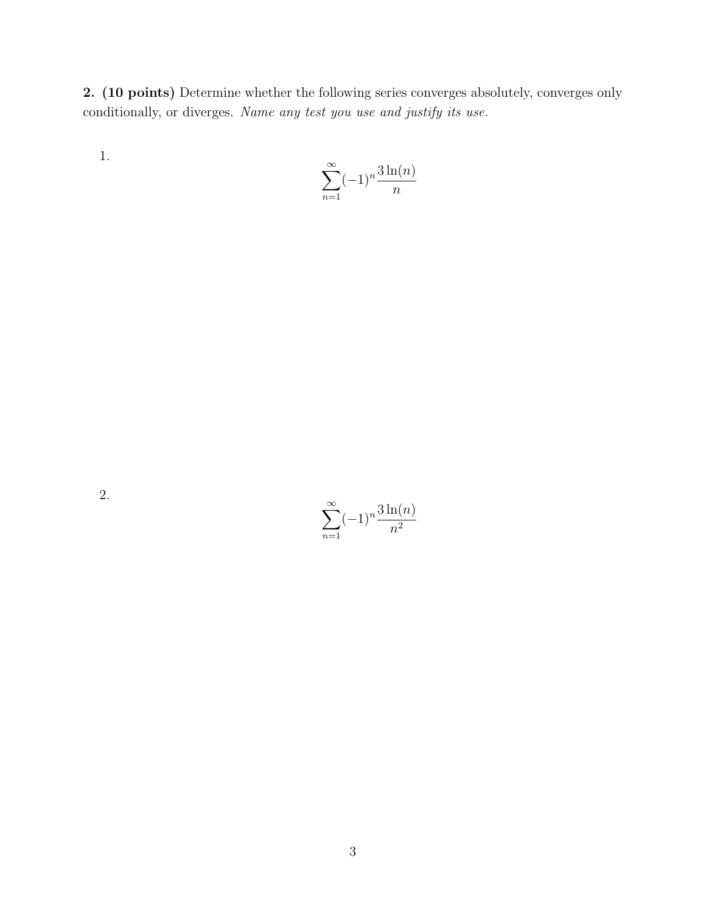**2. (10 points)** Determine whether the following series converges absolutely, converges only conditionally, or diverges. *Name any test you use and justify its use.*

1.

$$\sum_{n=1}^{\infty} (-1)^n \frac{3\ln(n)}{n}$$

2.

$$\sum_{n=1}^{\infty} (-1)^n \frac{3\ln(n)}{n^2}$$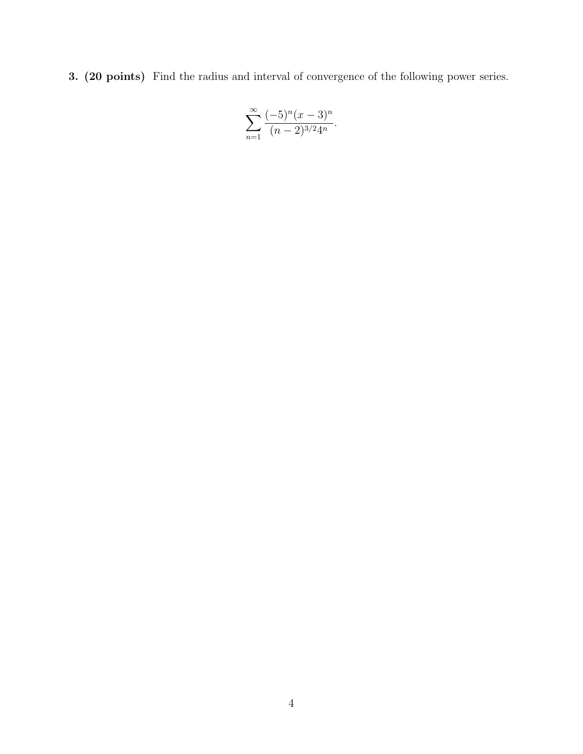**3. (20 points)** Find the radius and interval of convergence of the following power series.

$$\sum_{n=1}^{\infty} \frac{(-5)^n (x-3)^n}{(n-2)^{3/2} 4^n}.$$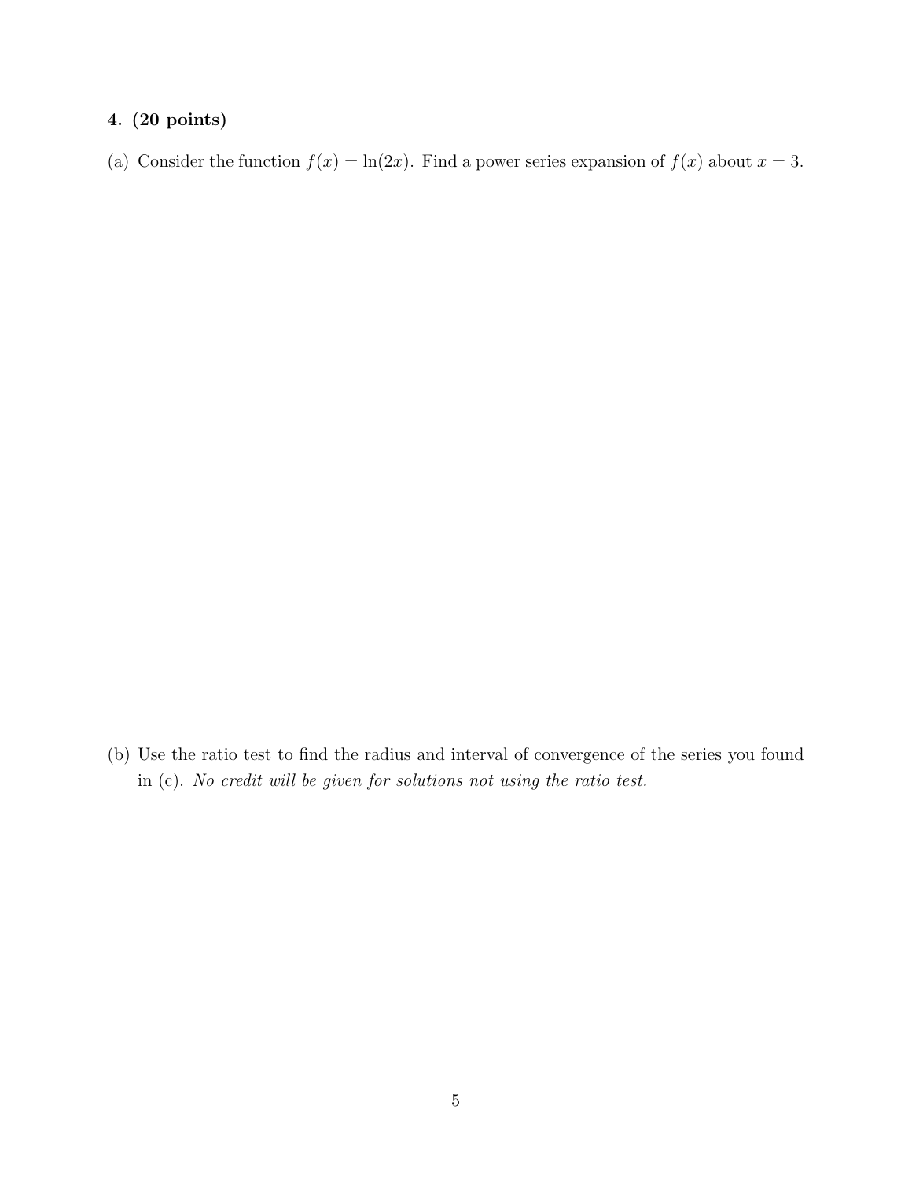**4. (20 points)**

(a) Consider the function $f(x) = \ln(2x)$. Find a power series expansion of $f(x)$ about $x = 3$.

(b) Use the ratio test to find the radius and interval of convergence of the series you found in (c). *No credit will be given for solutions not using the ratio test.*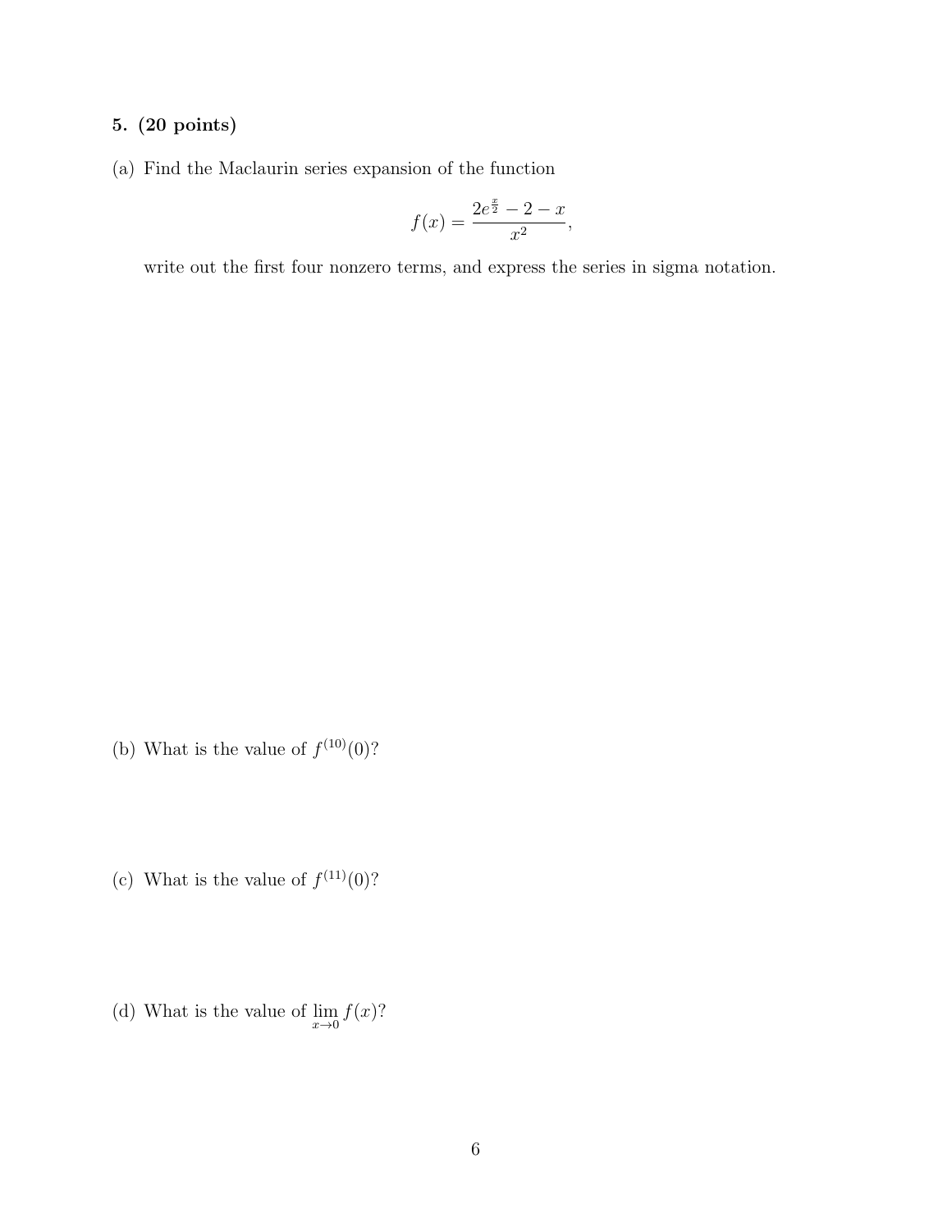**5. (20 points)**

(a) Find the Maclaurin series expansion of the function

$$f(x) = \frac{2e^{\frac{x}{2}} - 2 - x}{x^2},$$

write out the first four nonzero terms, and express the series in sigma notation.

(b) What is the value of $f^{(10)}(0)$?

(c) What is the value of $f^{(11)}(0)$?

(d) What is the value of $\lim_{x \to 0} f(x)$?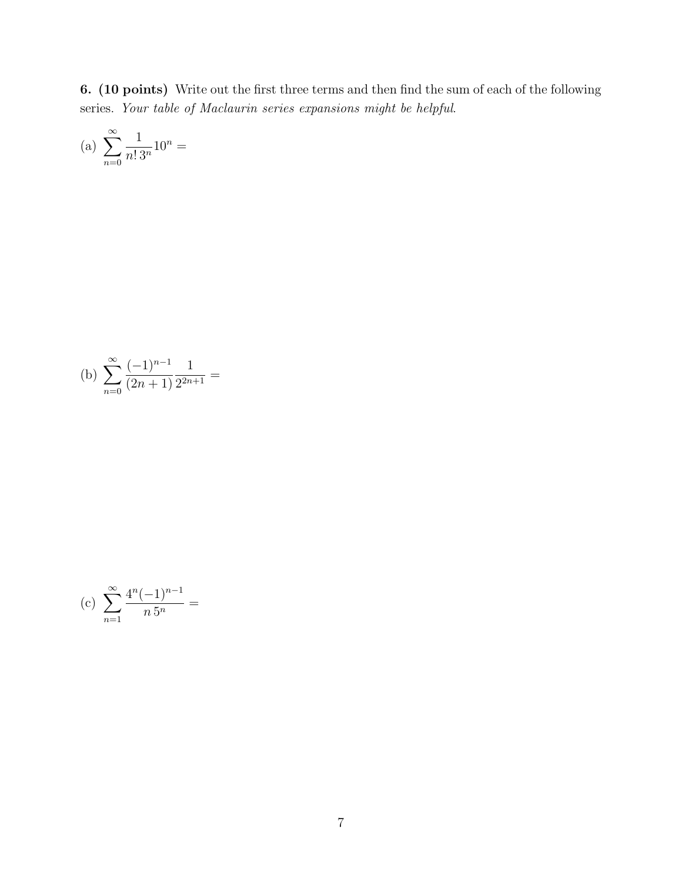**6. (10 points)** Write out the first three terms and then find the sum of each of the following series. *Your table of Maclaurin series expansions might be helpful.*

(a) $\displaystyle\sum_{n=0}^{\infty} \frac{1}{n!\,3^n} 10^n =$

(b) $\displaystyle\sum_{n=0}^{\infty} \frac{(-1)^{n-1}}{(2n+1)} \frac{1}{2^{2n+1}} =$

(c) $\displaystyle\sum_{n=1}^{\infty} \frac{4^n (-1)^{n-1}}{n\,5^n} =$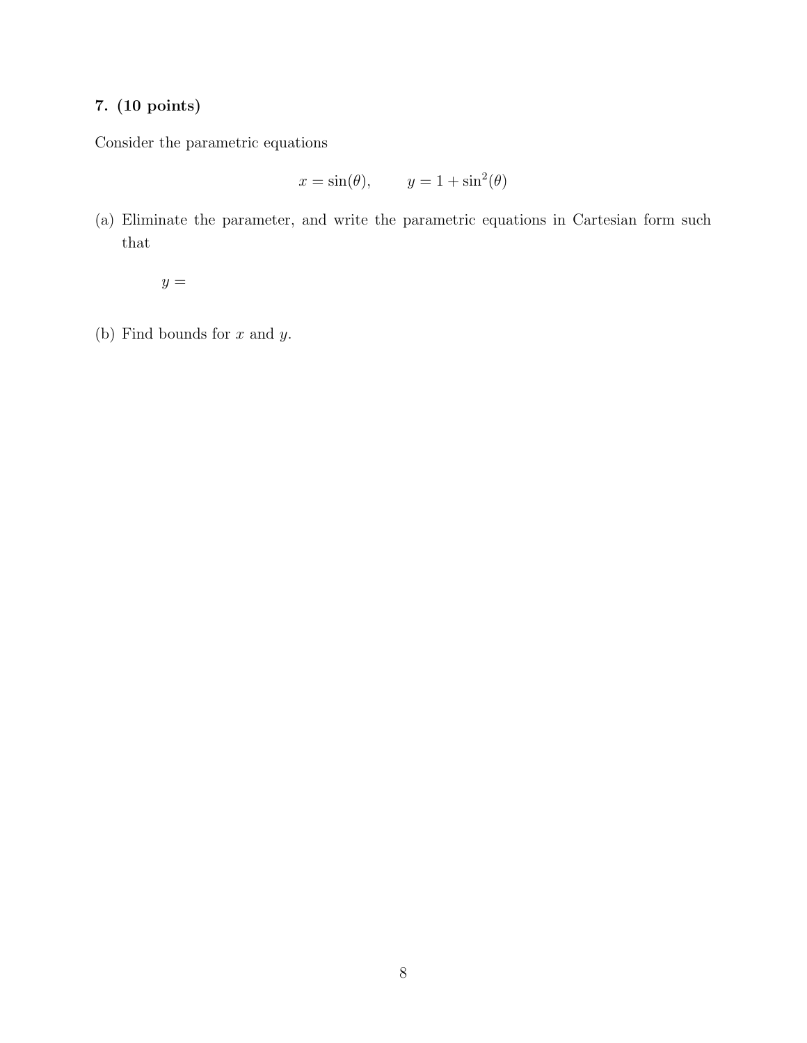**7. (10 points)**

Consider the parametric equations

$$x = \sin(\theta), \qquad y = 1 + \sin^2(\theta)$$

(a) Eliminate the parameter, and write the parametric equations in Cartesian form such that

$y =$

(b) Find bounds for $x$ and $y$.